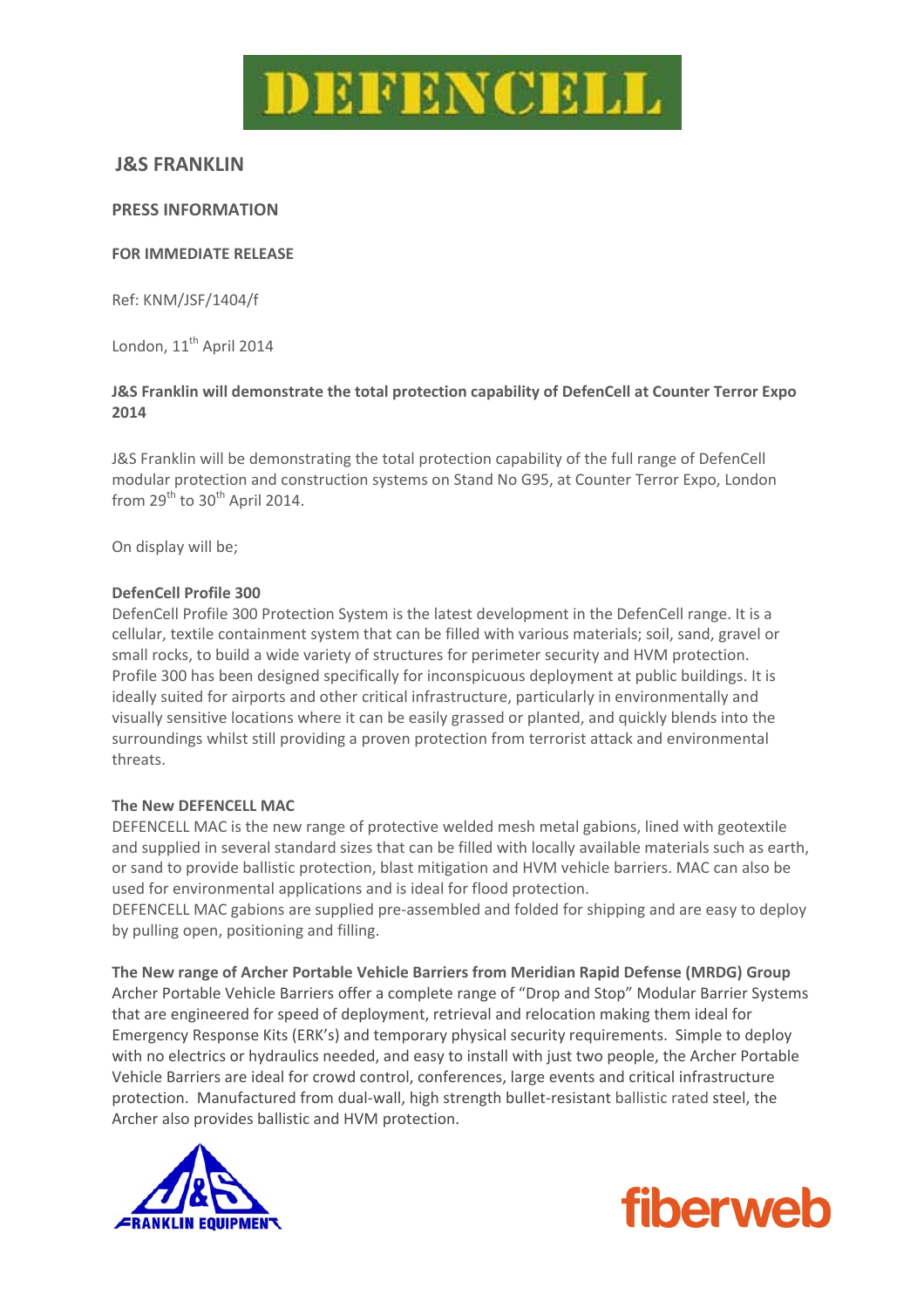# DEFENCELL

## J&S FRANKLIN

**PRESS INFORMATION**

**FOR IMMEDIATE RELEASE**

Ref: KNM/JSF/1404/f

London, 11th April 2014

**J&S Franklin will demonstrate the total protection capability of DefenCell at Counter Terror Expo 2014**

J&S Franklin will be demonstrating the total protection capability of the full range of DefenCell modular protection and construction systems on Stand No G95, at Counter Terror Expo, London from 29th to 30th April 2014.

On display will be;

**DefenCell Profile 300**
DefenCell Profile 300 Protection System is the latest development in the DefenCell range. It is a cellular, textile containment system that can be filled with various materials; soil, sand, gravel or small rocks, to build a wide variety of structures for perimeter security and HVM protection. Profile 300 has been designed specifically for inconspicuous deployment at public buildings. It is ideally suited for airports and other critical infrastructure, particularly in environmentally and visually sensitive locations where it can be easily grassed or planted, and quickly blends into the surroundings whilst still providing a proven protection from terrorist attack and environmental threats.

**The New DEFENCELL MAC**
DEFENCELL MAC is the new range of protective welded mesh metal gabions, lined with geotextile and supplied in several standard sizes that can be filled with locally available materials such as earth, or sand to provide ballistic protection, blast mitigation and HVM vehicle barriers. MAC can also be used for environmental applications and is ideal for flood protection.
DEFENCELL MAC gabions are supplied pre-assembled and folded for shipping and are easy to deploy by pulling open, positioning and filling.

**The New range of Archer Portable Vehicle Barriers from Meridian Rapid Defense (MRDG) Group**
Archer Portable Vehicle Barriers offer a complete range of "Drop and Stop" Modular Barrier Systems that are engineered for speed of deployment, retrieval and relocation making them ideal for Emergency Response Kits (ERK's) and temporary physical security requirements. Simple to deploy with no electrics or hydraulics needed, and easy to install with just two people, the Archer Portable Vehicle Barriers are ideal for crowd control, conferences, large events and critical infrastructure protection. Manufactured from dual-wall, high strength bullet-resistant ballistic rated steel, the Archer also provides ballistic and HVM protection.

J&S FRANKLIN EQUIPMENT

fiberweb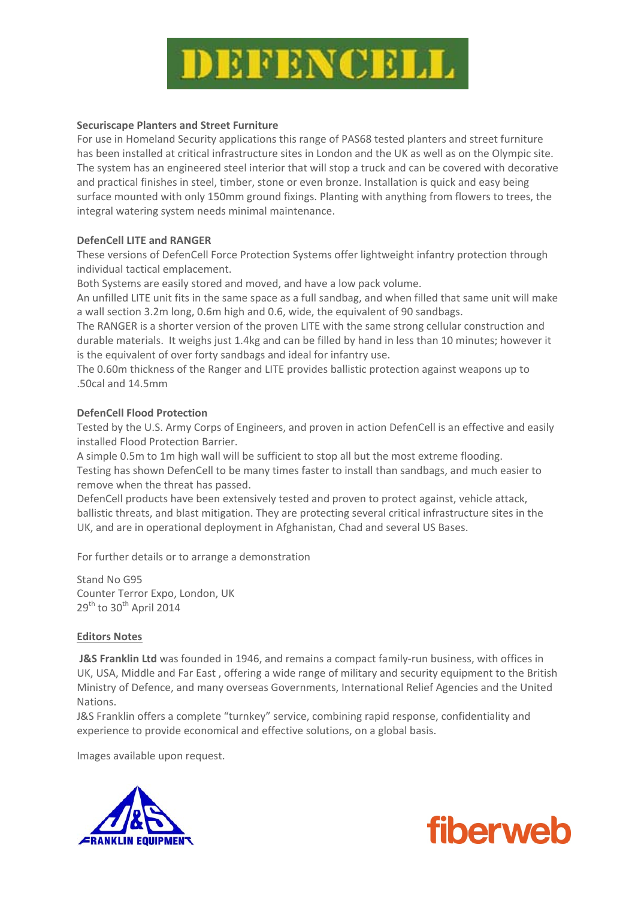# DEFENCELL

**Securiscape Planters and Street Furniture**

For use in Homeland Security applications this range of PAS68 tested planters and street furniture has been installed at critical infrastructure sites in London and the UK as well as on the Olympic site. The system has an engineered steel interior that will stop a truck and can be covered with decorative and practical finishes in steel, timber, stone or even bronze. Installation is quick and easy being surface mounted with only 150mm ground fixings. Planting with anything from flowers to trees, the integral watering system needs minimal maintenance.

**DefenCell LITE and RANGER**

These versions of DefenCell Force Protection Systems offer lightweight infantry protection through individual tactical emplacement.

Both Systems are easily stored and moved, and have a low pack volume.

An unfilled LITE unit fits in the same space as a full sandbag, and when filled that same unit will make a wall section 3.2m long, 0.6m high and 0.6, wide, the equivalent of 90 sandbags.

The RANGER is a shorter version of the proven LITE with the same strong cellular construction and durable materials. It weighs just 1.4kg and can be filled by hand in less than 10 minutes; however it is the equivalent of over forty sandbags and ideal for infantry use.

The 0.60m thickness of the Ranger and LITE provides ballistic protection against weapons up to .50cal and 14.5mm

**DefenCell Flood Protection**

Tested by the U.S. Army Corps of Engineers, and proven in action DefenCell is an effective and easily installed Flood Protection Barrier.

A simple 0.5m to 1m high wall will be sufficient to stop all but the most extreme flooding.

Testing has shown DefenCell to be many times faster to install than sandbags, and much easier to remove when the threat has passed.

DefenCell products have been extensively tested and proven to protect against, vehicle attack, ballistic threats, and blast mitigation. They are protecting several critical infrastructure sites in the UK, and are in operational deployment in Afghanistan, Chad and several US Bases.

For further details or to arrange a demonstration

Stand No G95
Counter Terror Expo, London, UK
29th to 30th April 2014

**Editors Notes**

**J&S Franklin Ltd** was founded in 1946, and remains a compact family-run business, with offices in UK, USA, Middle and Far East , offering a wide range of military and security equipment to the British Ministry of Defence, and many overseas Governments, International Relief Agencies and the United Nations.

J&S Franklin offers a complete "turnkey" service, combining rapid response, confidentiality and experience to provide economical and effective solutions, on a global basis.

Images available upon request.

J&S FRANKLIN EQUIPMENT

fiberweb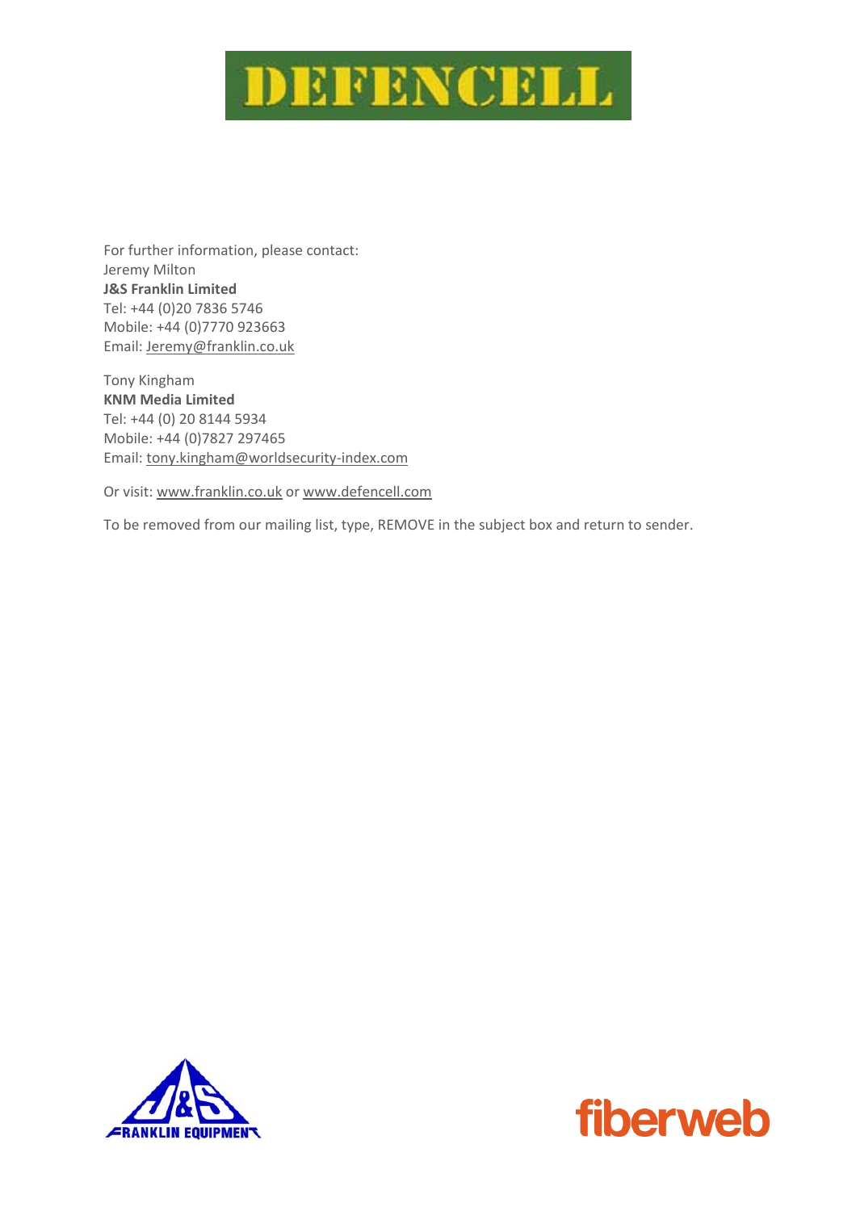For further information, please contact:
Jeremy Milton
**J&S Franklin Limited**
Tel: +44 (0)20 7836 5746
Mobile: +44 (0)7770 923663
Email: Jeremy@franklin.co.uk

Tony Kingham
**KNM Media Limited**
Tel: +44 (0) 20 8144 5934
Mobile: +44 (0)7827 297465
Email: tony.kingham@worldsecurity-index.com

Or visit: www.franklin.co.uk or www.defencell.com

To be removed from our mailing list, type, REMOVE in the subject box and return to sender.